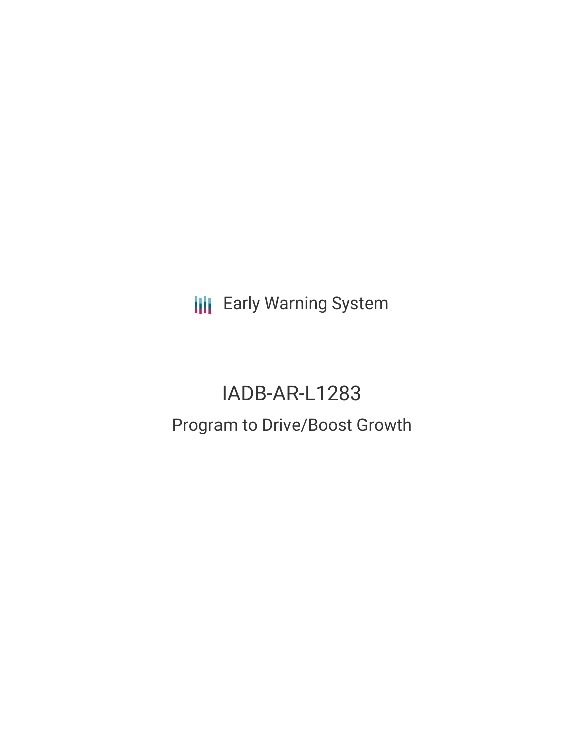Early Warning System

# IADB-AR-L1283

## Program to Drive/Boost Growth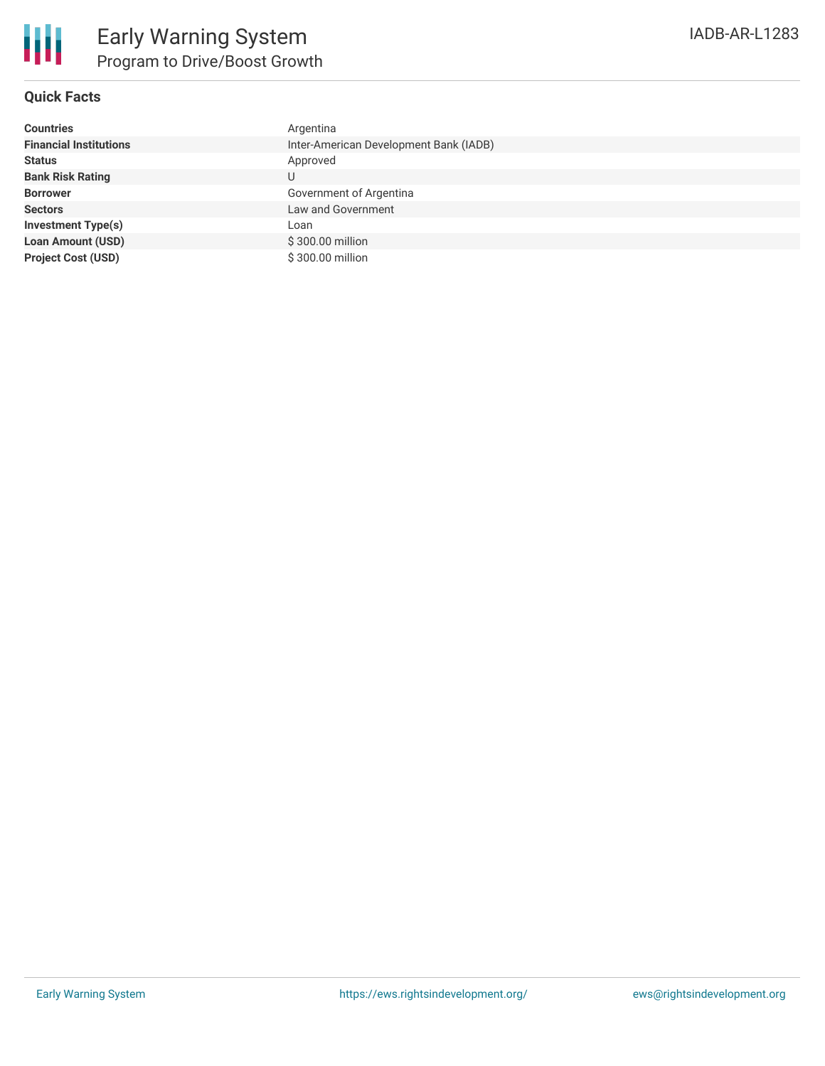# Early Warning System

## Program to Drive/Boost Growth

IADB-AR-L1283

### Quick Facts

| | |
|---|---|
| **Countries** | Argentina |
| **Financial Institutions** | Inter-American Development Bank (IADB) |
| **Status** | Approved |
| **Bank Risk Rating** | U |
| **Borrower** | Government of Argentina |
| **Sectors** | Law and Government |
| **Investment Type(s)** | Loan |
| **Loan Amount (USD)** | $ 300.00 million |
| **Project Cost (USD)** | $ 300.00 million |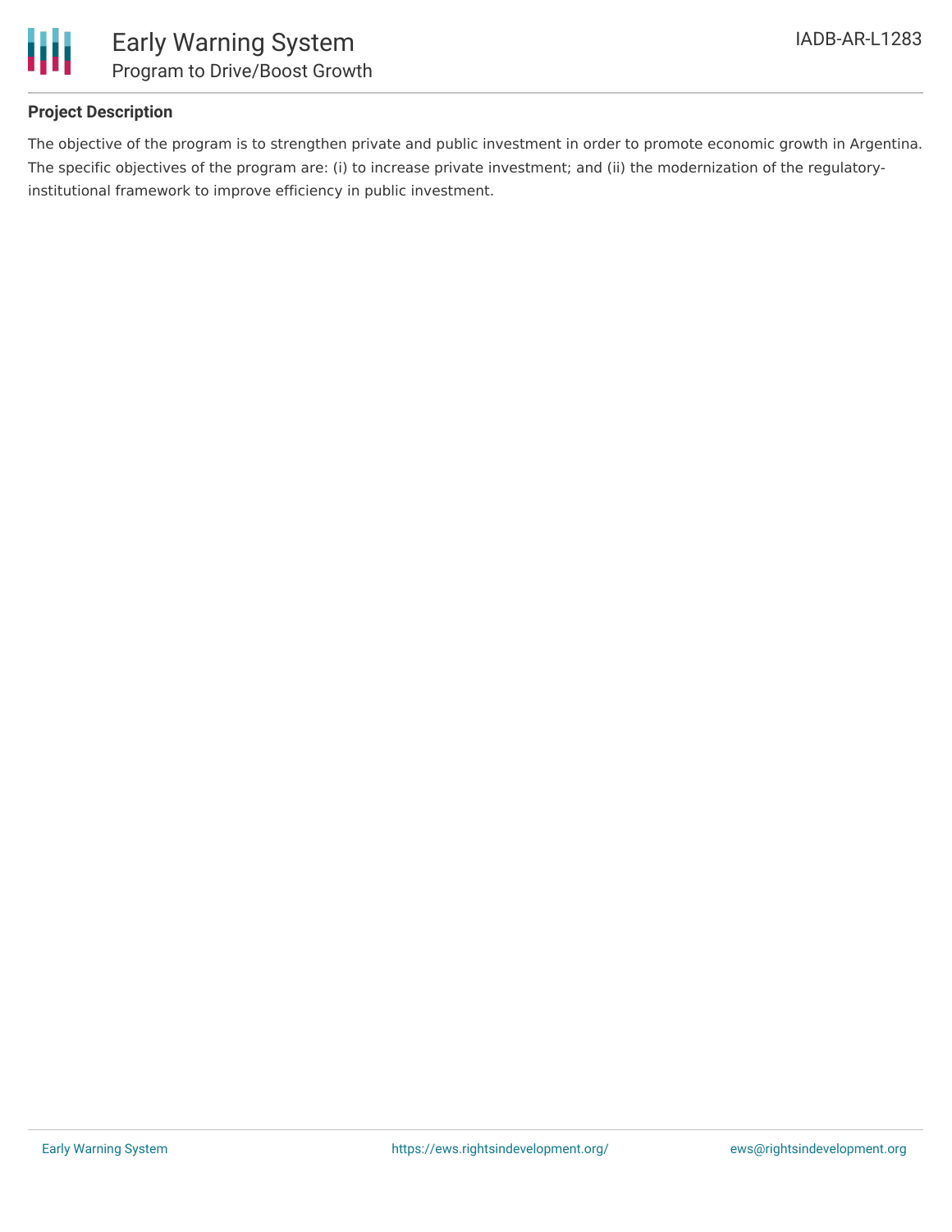## Project Description

The objective of the program is to strengthen private and public investment in order to promote economic growth in Argentina. The specific objectives of the program are: (i) to increase private investment; and (ii) the modernization of the regulatory-institutional framework to improve efficiency in public investment.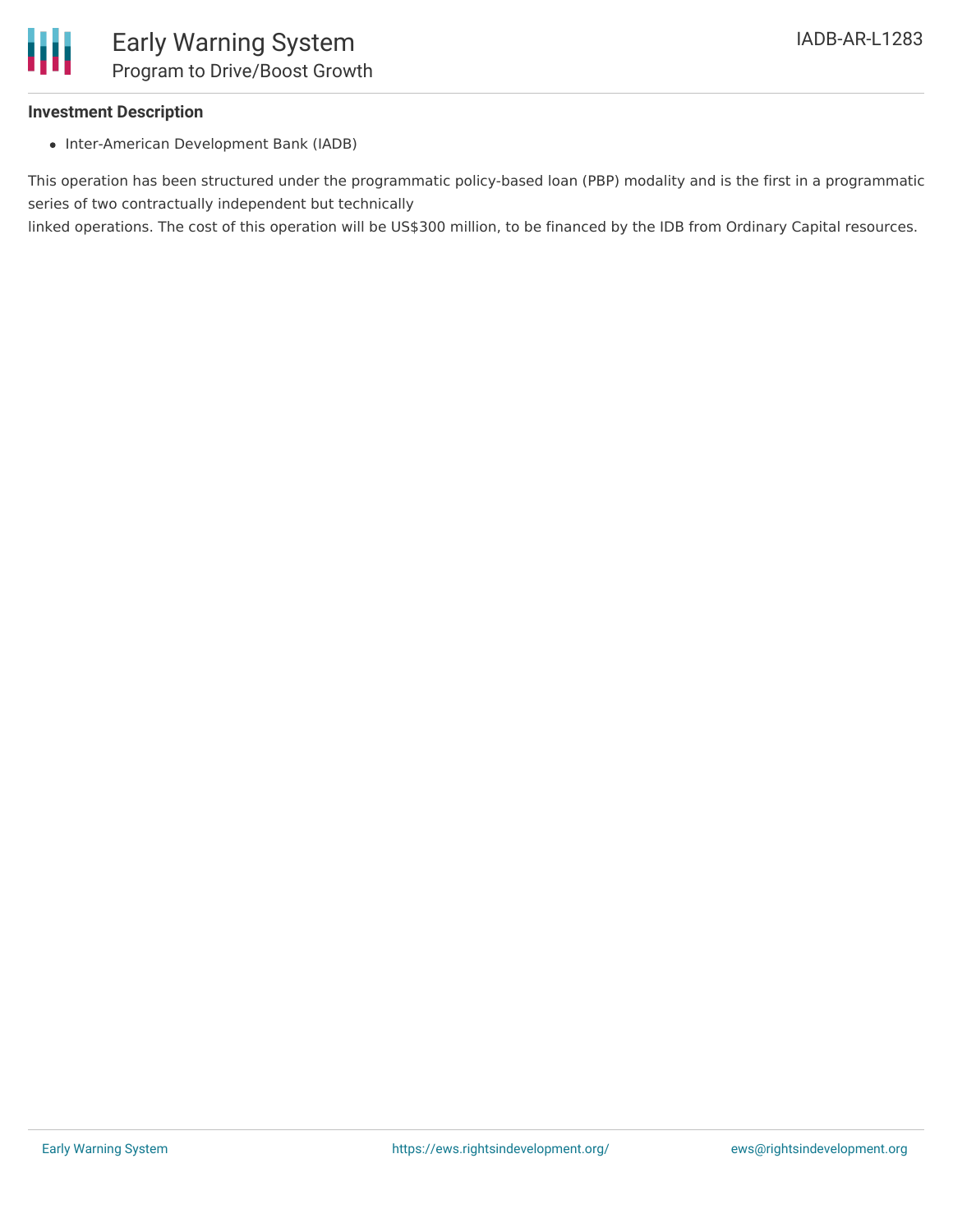**Investment Description**

- Inter-American Development Bank (IADB)

This operation has been structured under the programmatic policy-based loan (PBP) modality and is the first in a programmatic series of two contractually independent but technically
linked operations. The cost of this operation will be US$300 million, to be financed by the IDB from Ordinary Capital resources.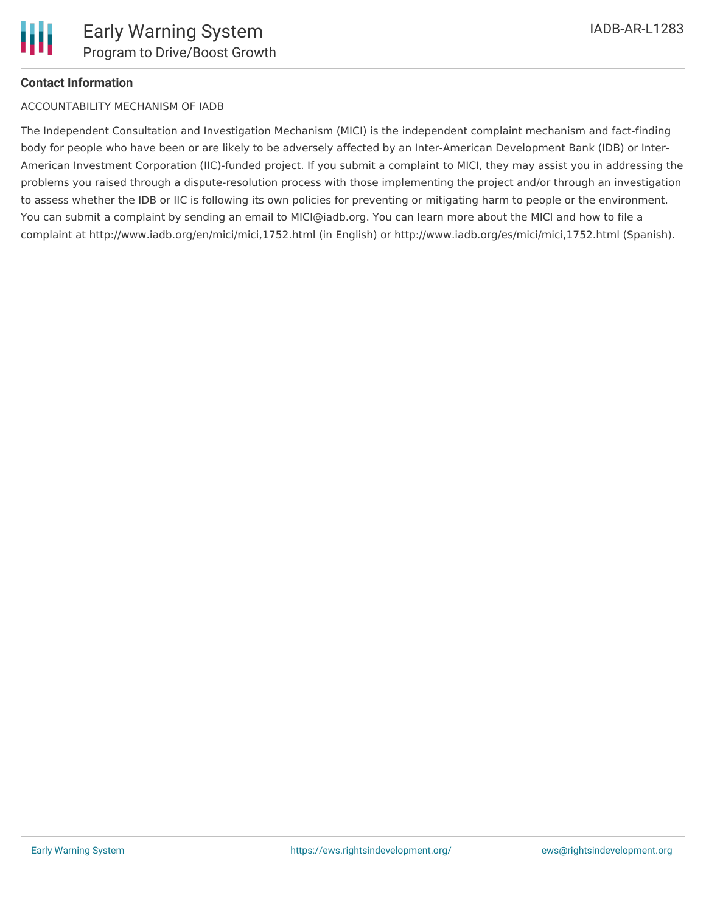**Contact Information**

ACCOUNTABILITY MECHANISM OF IADB

The Independent Consultation and Investigation Mechanism (MICI) is the independent complaint mechanism and fact-finding body for people who have been or are likely to be adversely affected by an Inter-American Development Bank (IDB) or Inter-American Investment Corporation (IIC)-funded project. If you submit a complaint to MICI, they may assist you in addressing the problems you raised through a dispute-resolution process with those implementing the project and/or through an investigation to assess whether the IDB or IIC is following its own policies for preventing or mitigating harm to people or the environment. You can submit a complaint by sending an email to MICI@iadb.org. You can learn more about the MICI and how to file a complaint at http://www.iadb.org/en/mici/mici,1752.html (in English) or http://www.iadb.org/es/mici/mici,1752.html (Spanish).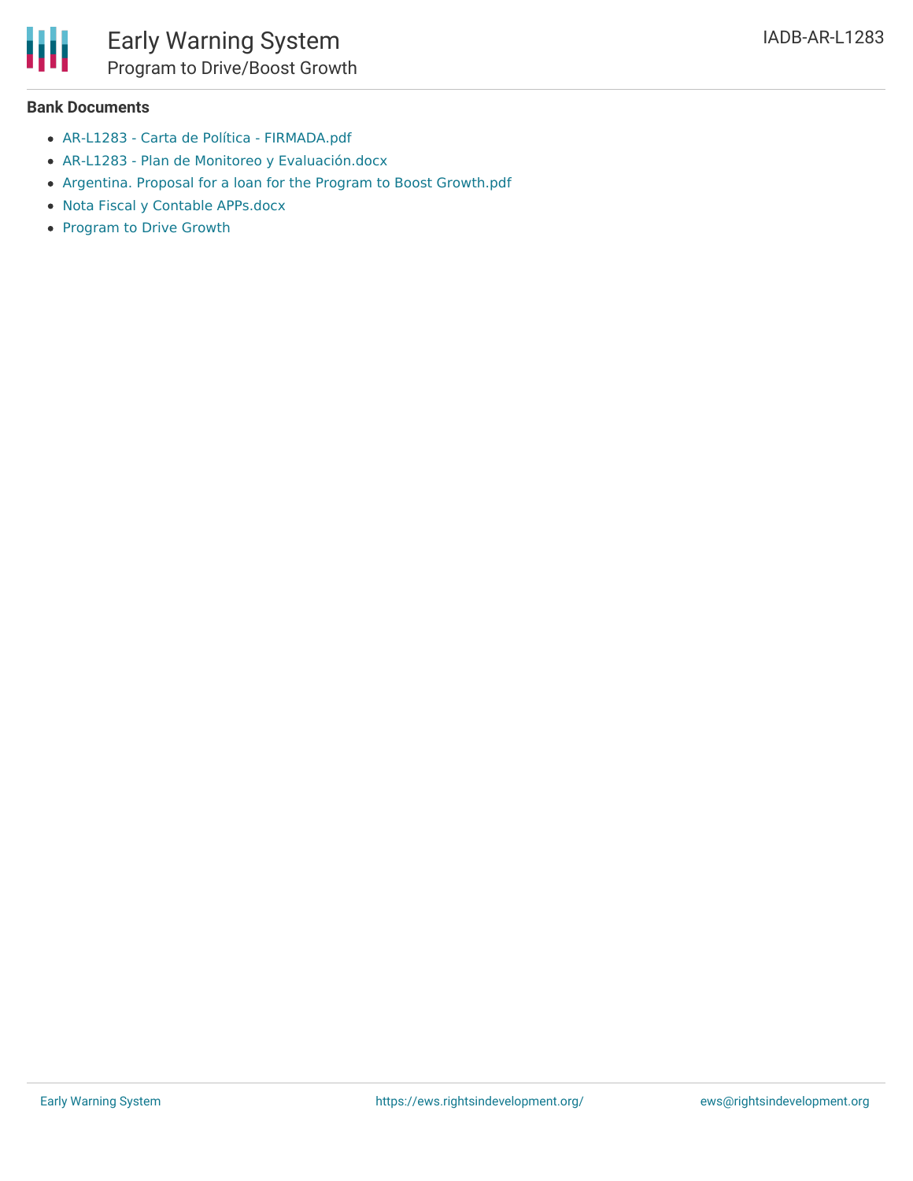## Bank Documents

- AR-L1283 - Carta de Política - FIRMADA.pdf
- AR-L1283 - Plan de Monitoreo y Evaluación.docx
- Argentina. Proposal for a loan for the Program to Boost Growth.pdf
- Nota Fiscal y Contable APPs.docx
- Program to Drive Growth